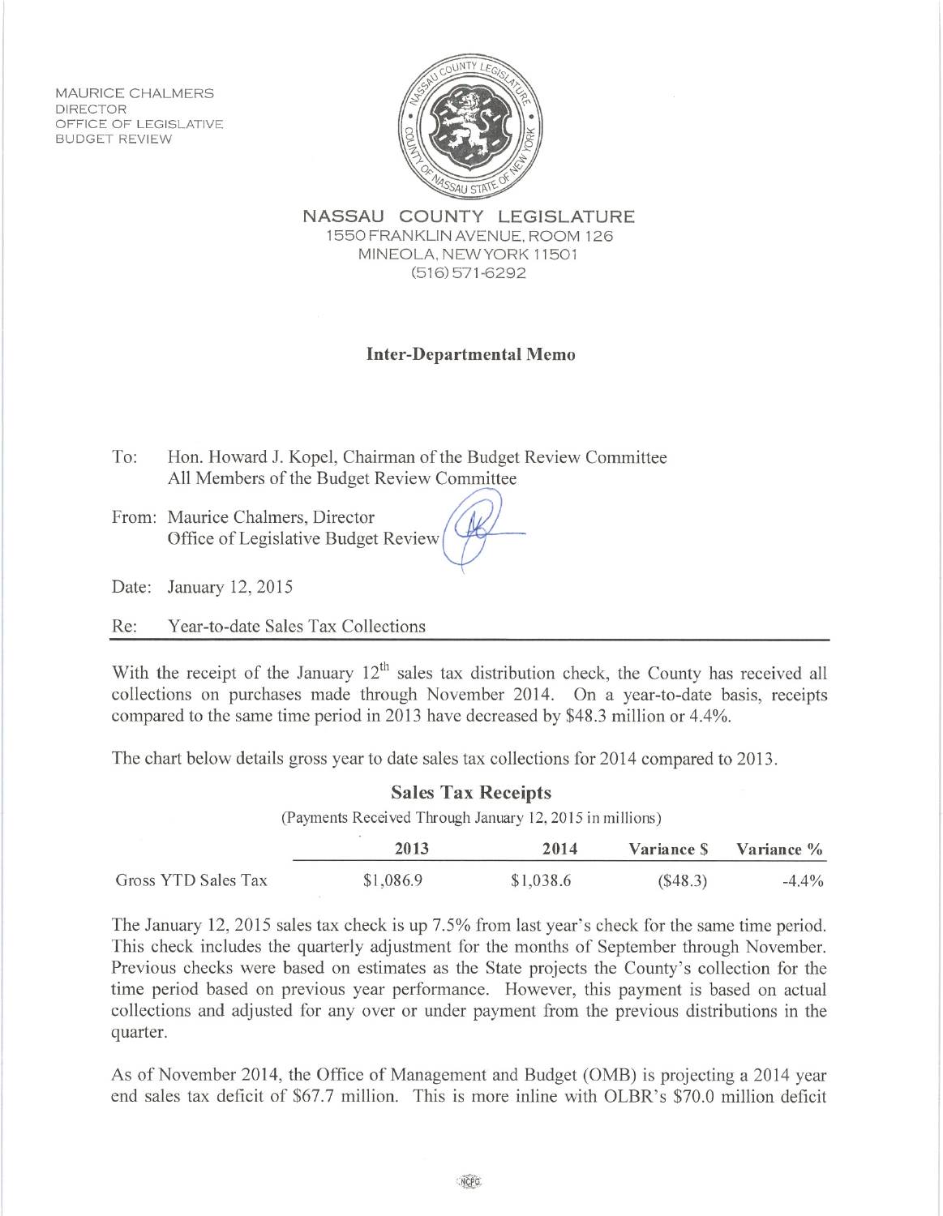MAURICE CHALMERS
DIRECTOR
OFFICE OF LEGISLATIVE
BUDGET REVIEW

**NASSAU COUNTY LEGISLATURE**
1550 FRANKLIN AVENUE, ROOM 126
MINEOLA, NEW YORK 11501
(516) 571-6292

## Inter-Departmental Memo

To: Hon. Howard J. Kopel, Chairman of the Budget Review Committee
All Members of the Budget Review Committee

From: Maurice Chalmers, Director
Office of Legislative Budget Review

Date: January 12, 2015

Re: Year-to-date Sales Tax Collections

With the receipt of the January 12th sales tax distribution check, the County has received all collections on purchases made through November 2014. On a year-to-date basis, receipts compared to the same time period in 2013 have decreased by $48.3 million or 4.4%.

The chart below details gross year to date sales tax collections for 2014 compared to 2013.

**Sales Tax Receipts**

(Payments Received Through January 12, 2015 in millions)

| | 2013 | 2014 | Variance $ | Variance % |
|---|---|---|---|---|
| Gross YTD Sales Tax | $1,086.9 | $1,038.6 | ($48.3) | -4.4% |

The January 12, 2015 sales tax check is up 7.5% from last year's check for the same time period. This check includes the quarterly adjustment for the months of September through November. Previous checks were based on estimates as the State projects the County's collection for the time period based on previous year performance. However, this payment is based on actual collections and adjusted for any over or under payment from the previous distributions in the quarter.

As of November 2014, the Office of Management and Budget (OMB) is projecting a 2014 year end sales tax deficit of $67.7 million. This is more inline with OLBR's $70.0 million deficit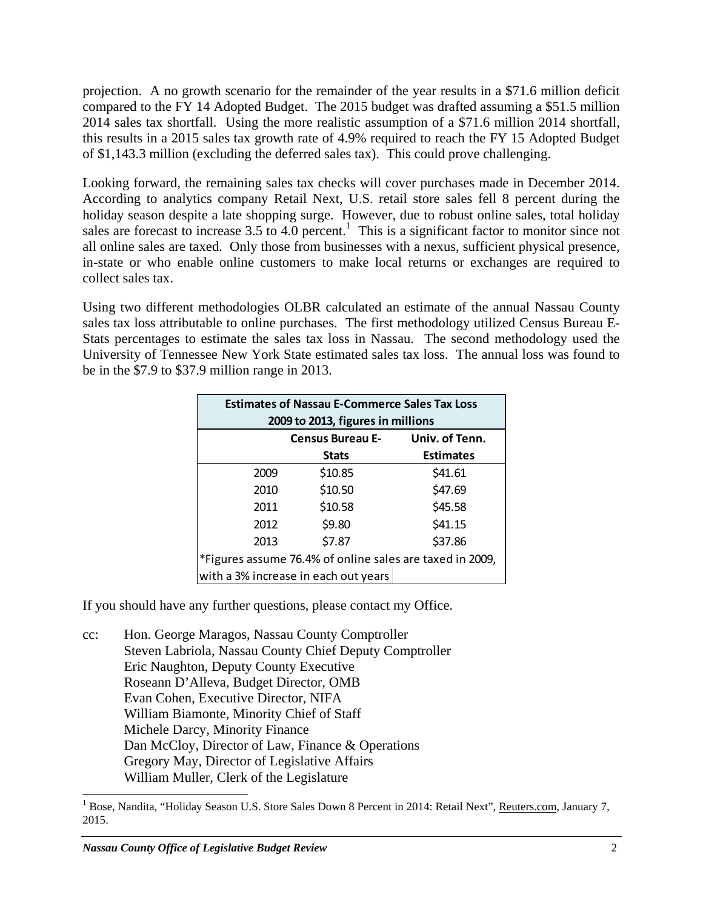projection. A no growth scenario for the remainder of the year results in a $71.6 million deficit compared to the FY 14 Adopted Budget. The 2015 budget was drafted assuming a $51.5 million 2014 sales tax shortfall. Using the more realistic assumption of a $71.6 million 2014 shortfall, this results in a 2015 sales tax growth rate of 4.9% required to reach the FY 15 Adopted Budget of $1,143.3 million (excluding the deferred sales tax). This could prove challenging.

Looking forward, the remaining sales tax checks will cover purchases made in December 2014. According to analytics company Retail Next, U.S. retail store sales fell 8 percent during the holiday season despite a late shopping surge. However, due to robust online sales, total holiday sales are forecast to increase 3.5 to 4.0 percent.[1] This is a significant factor to monitor since not all online sales are taxed. Only those from businesses with a nexus, sufficient physical presence, in-state or who enable online customers to make local returns or exchanges are required to collect sales tax.

Using two different methodologies OLBR calculated an estimate of the annual Nassau County sales tax loss attributable to online purchases. The first methodology utilized Census Bureau E-Stats percentages to estimate the sales tax loss in Nassau. The second methodology used the University of Tennessee New York State estimated sales tax loss. The annual loss was found to be in the $7.9 to $37.9 million range in 2013.

**Estimates of Nassau E-Commerce Sales Tax Loss 2009 to 2013, figures in millions**

| | Census Bureau E-Stats | Univ. of Tenn. Estimates |
|---|---|---|
| 2009 | $10.85 | $41.61 |
| 2010 | $10.50 | $47.69 |
| 2011 | $10.58 | $45.58 |
| 2012 | $9.80 | $41.15 |
| 2013 | $7.87 | $37.86 |

*Figures assume 76.4% of online sales are taxed in 2009, with a 3% increase in each out years

If you should have any further questions, please contact my Office.

cc: Hon. George Maragos, Nassau County Comptroller
Steven Labriola, Nassau County Chief Deputy Comptroller
Eric Naughton, Deputy County Executive
Roseann D'Alleva, Budget Director, OMB
Evan Cohen, Executive Director, NIFA
William Biamonte, Minority Chief of Staff
Michele Darcy, Minority Finance
Dan McCloy, Director of Law, Finance & Operations
Gregory May, Director of Legislative Affairs
William Muller, Clerk of the Legislature

[1] Bose, Nandita, "Holiday Season U.S. Store Sales Down 8 Percent in 2014: Retail Next", Reuters.com, January 7, 2015.